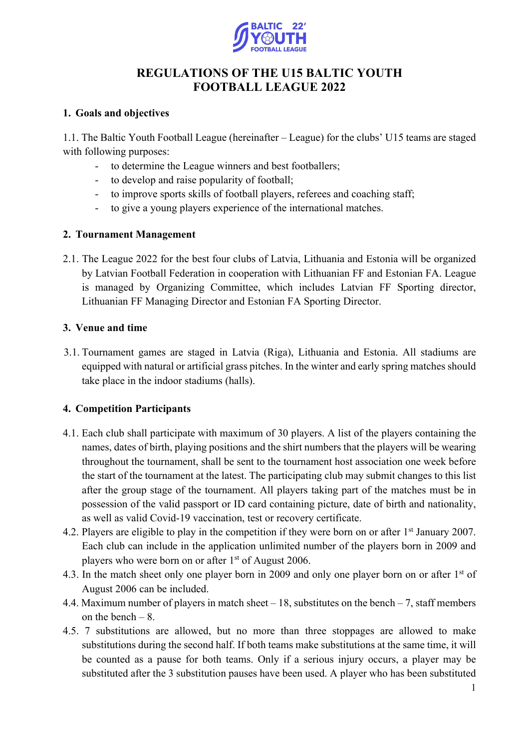# REGULATIONS OF THE U15 BALTIC YOUTH FOOTBALL LEAGUE 2022

## 1. Goals and objectives

1.1. The Baltic Youth Football League (hereinafter – League) for the clubs' U15 teams are staged with following purposes:

- to determine the League winners and best footballers;
- to develop and raise popularity of football;
- to improve sports skills of football players, referees and coaching staff;
- to give a young players experience of the international matches.

## 2. Tournament Management

2.1. The League 2022 for the best four clubs of Latvia, Lithuania and Estonia will be organized by Latvian Football Federation in cooperation with Lithuanian FF and Estonian FA. League is managed by Organizing Committee, which includes Latvian FF Sporting director, Lithuanian FF Managing Director and Estonian FA Sporting Director.

## 3. Venue and time

3.1. Tournament games are staged in Latvia (Riga), Lithuania and Estonia. All stadiums are equipped with natural or artificial grass pitches. In the winter and early spring matches should take place in the indoor stadiums (halls).

## 4. Competition Participants

4.1. Each club shall participate with maximum of 30 players. A list of the players containing the names, dates of birth, playing positions and the shirt numbers that the players will be wearing throughout the tournament, shall be sent to the tournament host association one week before the start of the tournament at the latest. The participating club may submit changes to this list after the group stage of the tournament. All players taking part of the matches must be in possession of the valid passport or ID card containing picture, date of birth and nationality, as well as valid Covid-19 vaccination, test or recovery certificate.

4.2. Players are eligible to play in the competition if they were born on or after 1st January 2007. Each club can include in the application unlimited number of the players born in 2009 and players who were born on or after 1st of August 2006.

4.3. In the match sheet only one player born in 2009 and only one player born on or after 1st of August 2006 can be included.

4.4. Maximum number of players in match sheet – 18, substitutes on the bench – 7, staff members on the bench – 8.

4.5. 7 substitutions are allowed, but no more than three stoppages are allowed to make substitutions during the second half. If both teams make substitutions at the same time, it will be counted as a pause for both teams. Only if a serious injury occurs, a player may be substituted after the 3 substitution pauses have been used. A player who has been substituted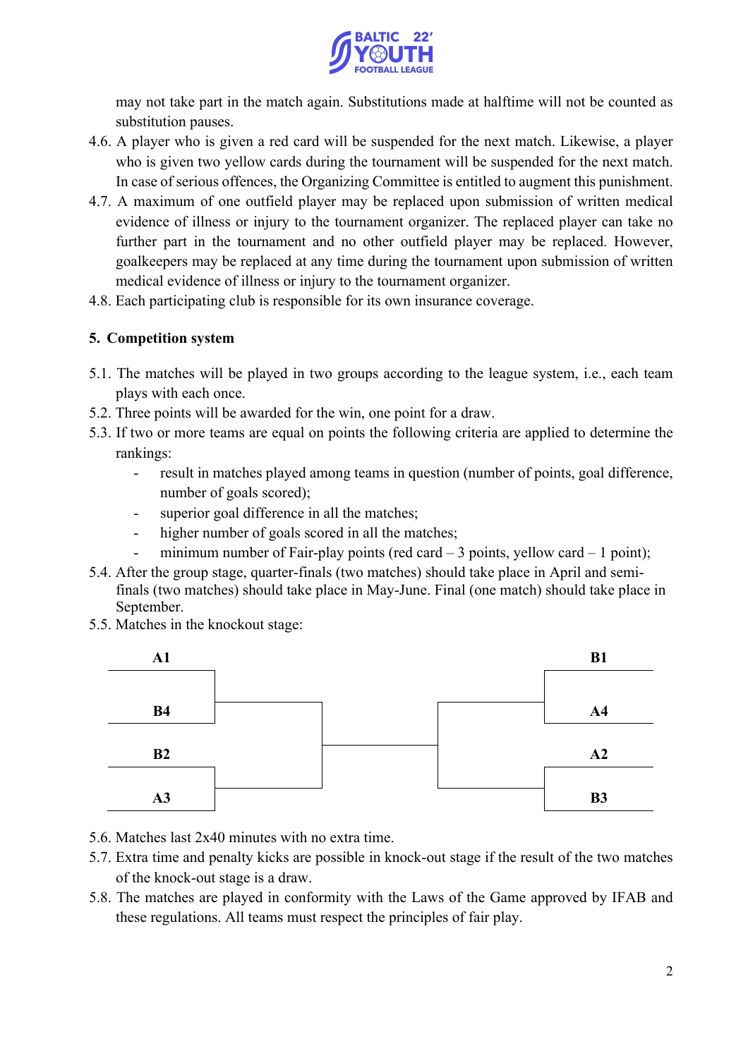may not take part in the match again. Substitutions made at halftime will not be counted as substitution pauses.

4.6. A player who is given a red card will be suspended for the next match. Likewise, a player who is given two yellow cards during the tournament will be suspended for the next match. In case of serious offences, the Organizing Committee is entitled to augment this punishment.

4.7. A maximum of one outfield player may be replaced upon submission of written medical evidence of illness or injury to the tournament organizer. The replaced player can take no further part in the tournament and no other outfield player may be replaced. However, goalkeepers may be replaced at any time during the tournament upon submission of written medical evidence of illness or injury to the tournament organizer.

4.8. Each participating club is responsible for its own insurance coverage.

## 5. Competition system

5.1. The matches will be played in two groups according to the league system, i.e., each team plays with each once.

5.2. Three points will be awarded for the win, one point for a draw.

5.3. If two or more teams are equal on points the following criteria are applied to determine the rankings:

- result in matches played among teams in question (number of points, goal difference, number of goals scored);
- superior goal difference in all the matches;
- higher number of goals scored in all the matches;
- minimum number of Fair-play points (red card – 3 points, yellow card – 1 point);

5.4. After the group stage, quarter-finals (two matches) should take place in April and semi-finals (two matches) should take place in May-June. Final (one match) should take place in September.

5.5. Matches in the knockout stage:

| Left side | Right side |
| --- | --- |
| **A1** | **B1** |
| **B4** | **A4** |
| **B2** | **A2** |
| **A3** | **B3** |

5.6. Matches last 2x40 minutes with no extra time.

5.7. Extra time and penalty kicks are possible in knock-out stage if the result of the two matches of the knock-out stage is a draw.

5.8. The matches are played in conformity with the Laws of the Game approved by IFAB and these regulations. All teams must respect the principles of fair play.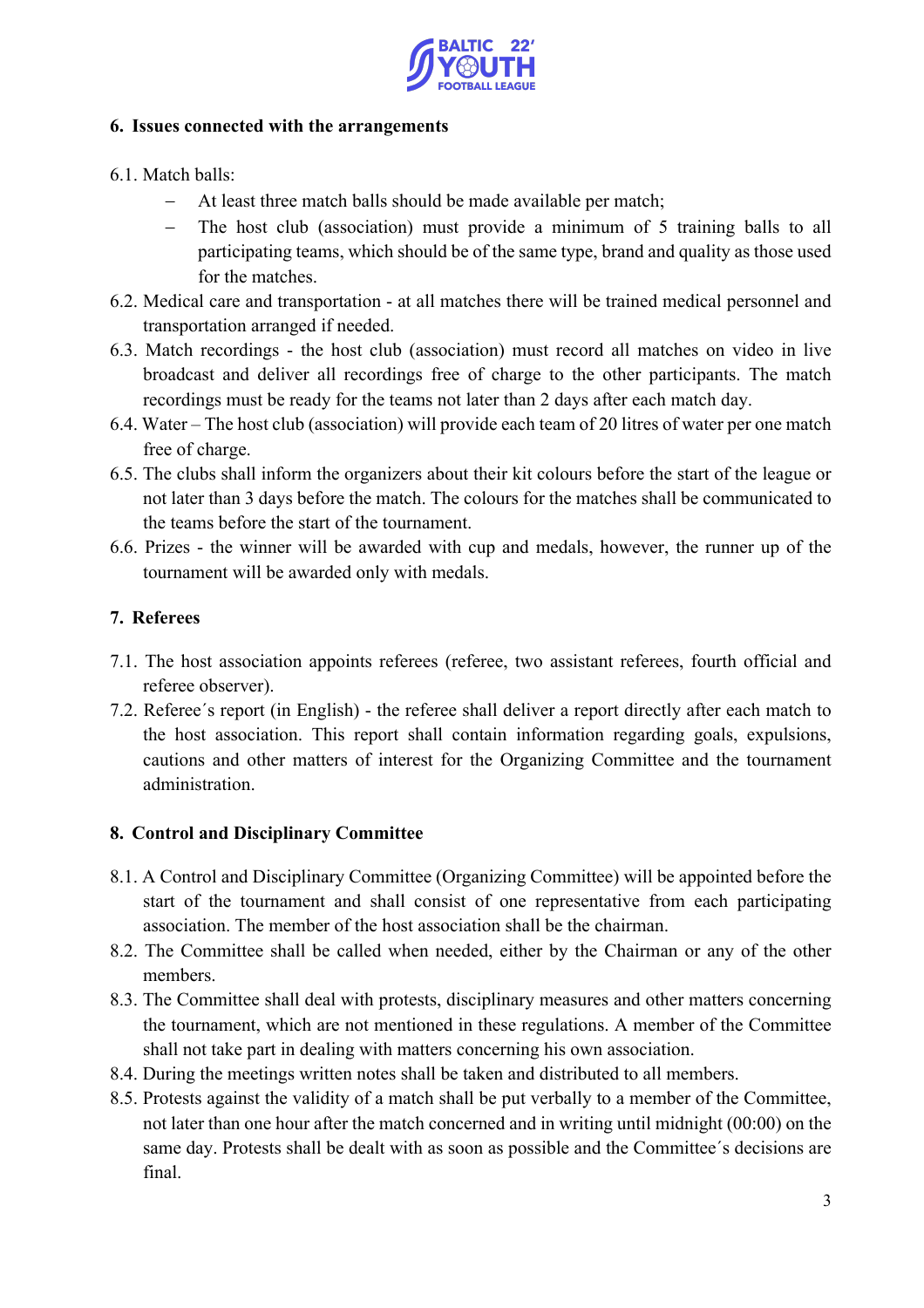## 6. Issues connected with the arrangements

6.1. Match balls:

- At least three match balls should be made available per match;
- The host club (association) must provide a minimum of 5 training balls to all participating teams, which should be of the same type, brand and quality as those used for the matches.

6.2. Medical care and transportation - at all matches there will be trained medical personnel and transportation arranged if needed.

6.3. Match recordings - the host club (association) must record all matches on video in live broadcast and deliver all recordings free of charge to the other participants. The match recordings must be ready for the teams not later than 2 days after each match day.

6.4. Water – The host club (association) will provide each team of 20 litres of water per one match free of charge.

6.5. The clubs shall inform the organizers about their kit colours before the start of the league or not later than 3 days before the match. The colours for the matches shall be communicated to the teams before the start of the tournament.

6.6. Prizes - the winner will be awarded with cup and medals, however, the runner up of the tournament will be awarded only with medals.

## 7. Referees

7.1. The host association appoints referees (referee, two assistant referees, fourth official and referee observer).

7.2. Referee´s report (in English) - the referee shall deliver a report directly after each match to the host association. This report shall contain information regarding goals, expulsions, cautions and other matters of interest for the Organizing Committee and the tournament administration.

## 8. Control and Disciplinary Committee

8.1. A Control and Disciplinary Committee (Organizing Committee) will be appointed before the start of the tournament and shall consist of one representative from each participating association. The member of the host association shall be the chairman.

8.2. The Committee shall be called when needed, either by the Chairman or any of the other members.

8.3. The Committee shall deal with protests, disciplinary measures and other matters concerning the tournament, which are not mentioned in these regulations. A member of the Committee shall not take part in dealing with matters concerning his own association.

8.4. During the meetings written notes shall be taken and distributed to all members.

8.5. Protests against the validity of a match shall be put verbally to a member of the Committee, not later than one hour after the match concerned and in writing until midnight (00:00) on the same day. Protests shall be dealt with as soon as possible and the Committee´s decisions are final.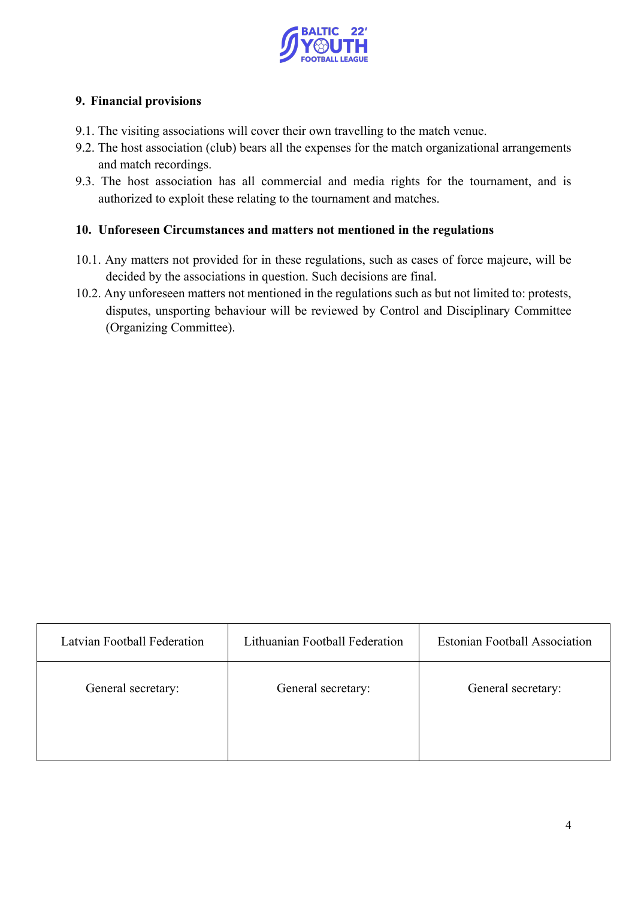## 9. Financial provisions

9.1. The visiting associations will cover their own travelling to the match venue.

9.2. The host association (club) bears all the expenses for the match organizational arrangements and match recordings.

9.3. The host association has all commercial and media rights for the tournament, and is authorized to exploit these relating to the tournament and matches.

## 10. Unforeseen Circumstances and matters not mentioned in the regulations

10.1. Any matters not provided for in these regulations, such as cases of force majeure, will be decided by the associations in question. Such decisions are final.

10.2. Any unforeseen matters not mentioned in the regulations such as but not limited to: protests, disputes, unsporting behaviour will be reviewed by Control and Disciplinary Committee (Organizing Committee).

| Latvian Football Federation | Lithuanian Football Federation | Estonian Football Association |
|---|---|---|
| General secretary: | General secretary: | General secretary: |